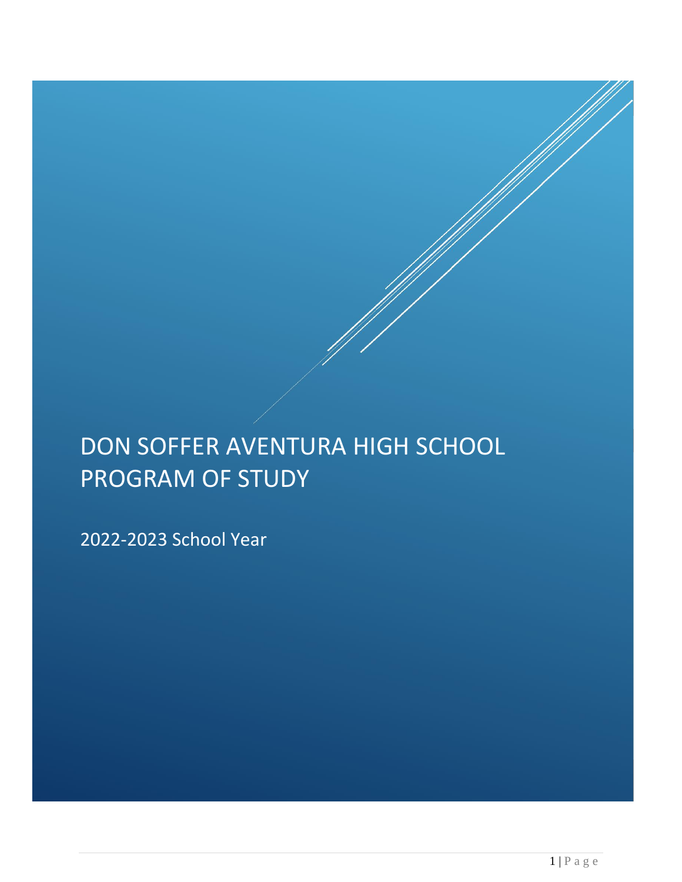# DON SOFFER AVENTURA HIGH SCHOOL PROGRAM OF STUDY

2022-2023 School Year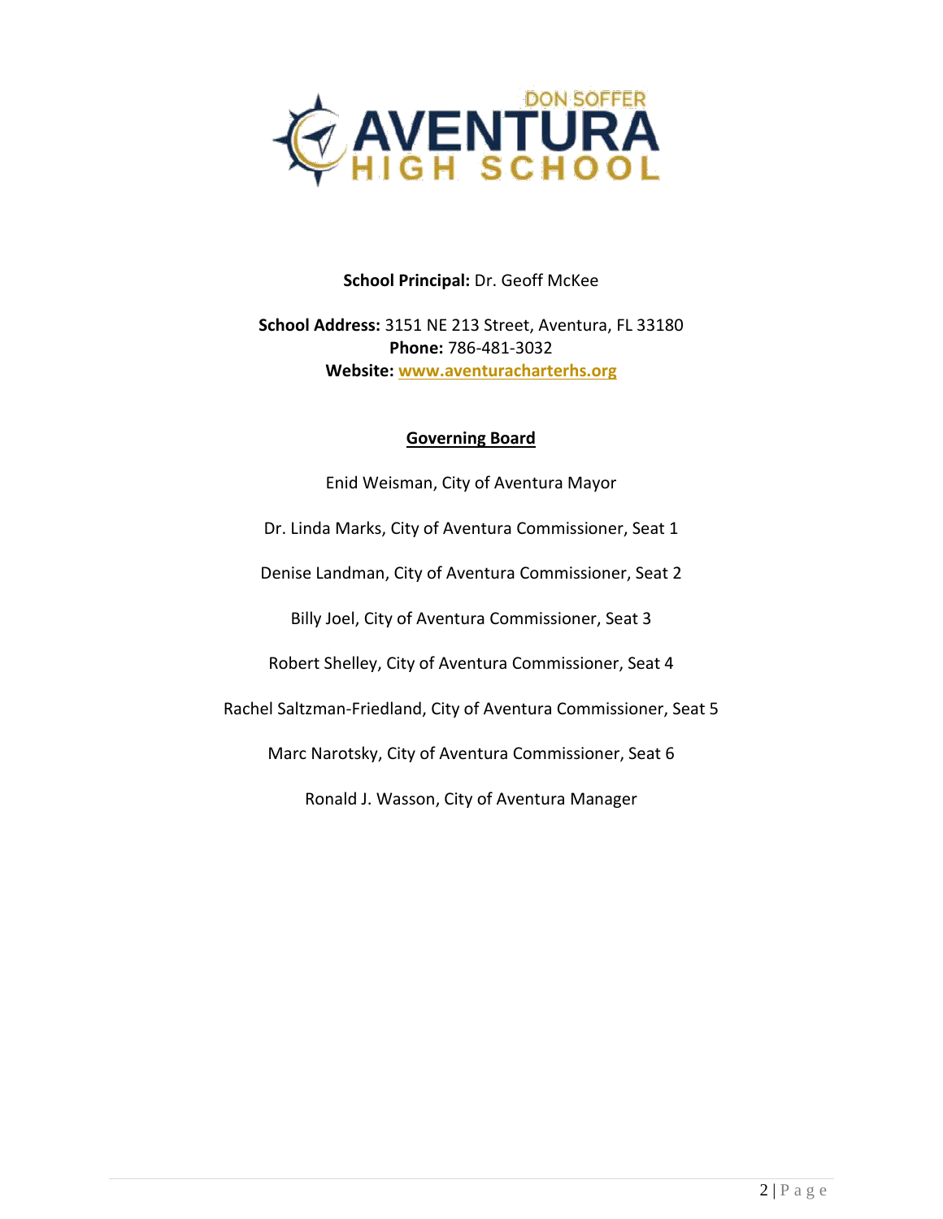**School Principal:** Dr. Geoff McKee

**School Address:** 3151 NE 213 Street, Aventura, FL 33180
**Phone:** 786-481-3032
**Website:** [www.aventuracharterhs.org](http://www.aventuracharterhs.org)

## Governing Board

Enid Weisman, City of Aventura Mayor

Dr. Linda Marks, City of Aventura Commissioner, Seat 1

Denise Landman, City of Aventura Commissioner, Seat 2

Billy Joel, City of Aventura Commissioner, Seat 3

Robert Shelley, City of Aventura Commissioner, Seat 4

Rachel Saltzman-Friedland, City of Aventura Commissioner, Seat 5

Marc Narotsky, City of Aventura Commissioner, Seat 6

Ronald J. Wasson, City of Aventura Manager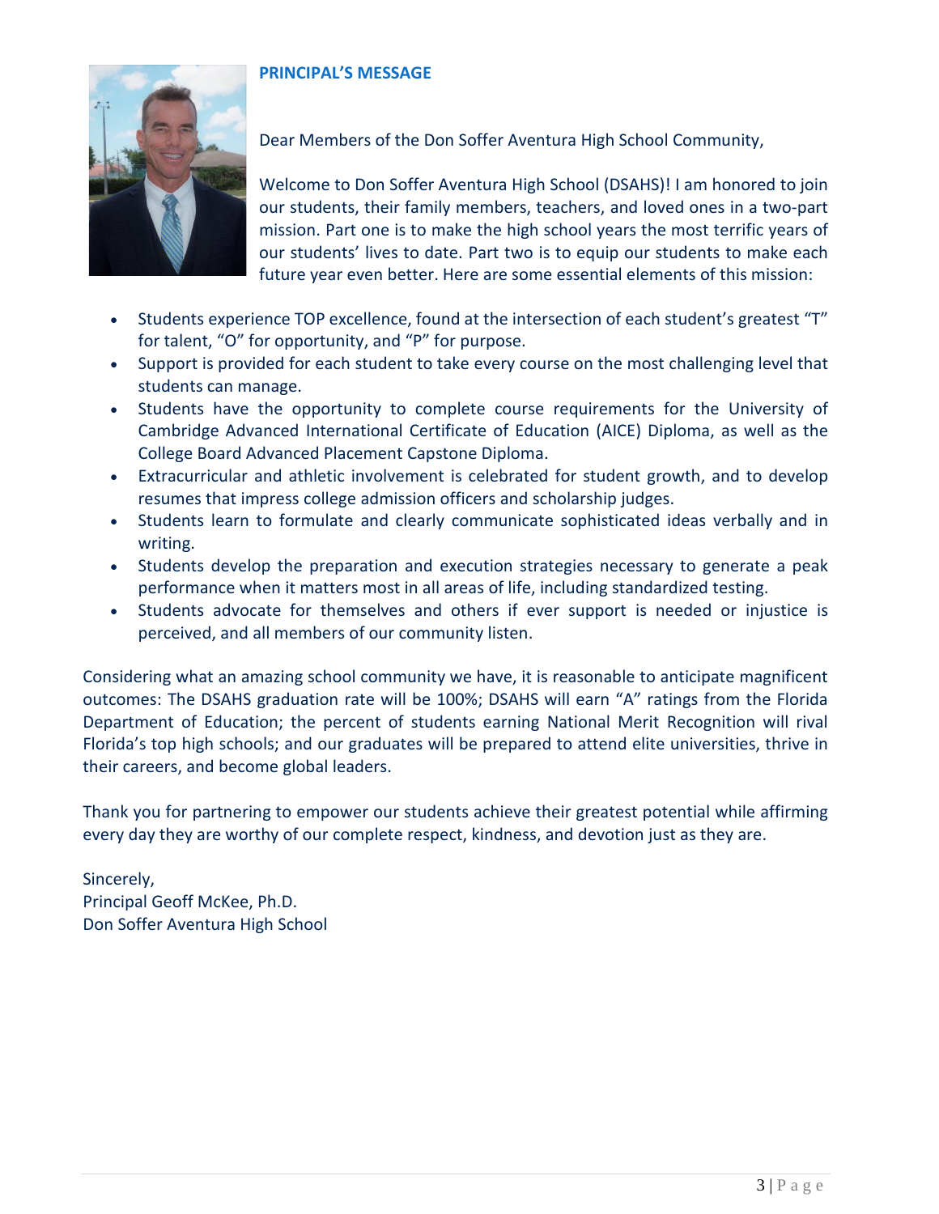## PRINCIPAL'S MESSAGE

Dear Members of the Don Soffer Aventura High School Community,

Welcome to Don Soffer Aventura High School (DSAHS)! I am honored to join our students, their family members, teachers, and loved ones in a two-part mission. Part one is to make the high school years the most terrific years of our students' lives to date. Part two is to equip our students to make each future year even better. Here are some essential elements of this mission:

- Students experience TOP excellence, found at the intersection of each student's greatest "T" for talent, "O" for opportunity, and "P" for purpose.
- Support is provided for each student to take every course on the most challenging level that students can manage.
- Students have the opportunity to complete course requirements for the University of Cambridge Advanced International Certificate of Education (AICE) Diploma, as well as the College Board Advanced Placement Capstone Diploma.
- Extracurricular and athletic involvement is celebrated for student growth, and to develop resumes that impress college admission officers and scholarship judges.
- Students learn to formulate and clearly communicate sophisticated ideas verbally and in writing.
- Students develop the preparation and execution strategies necessary to generate a peak performance when it matters most in all areas of life, including standardized testing.
- Students advocate for themselves and others if ever support is needed or injustice is perceived, and all members of our community listen.

Considering what an amazing school community we have, it is reasonable to anticipate magnificent outcomes: The DSAHS graduation rate will be 100%; DSAHS will earn "A" ratings from the Florida Department of Education; the percent of students earning National Merit Recognition will rival Florida's top high schools; and our graduates will be prepared to attend elite universities, thrive in their careers, and become global leaders.

Thank you for partnering to empower our students achieve their greatest potential while affirming every day they are worthy of our complete respect, kindness, and devotion just as they are.

Sincerely,
Principal Geoff McKee, Ph.D.
Don Soffer Aventura High School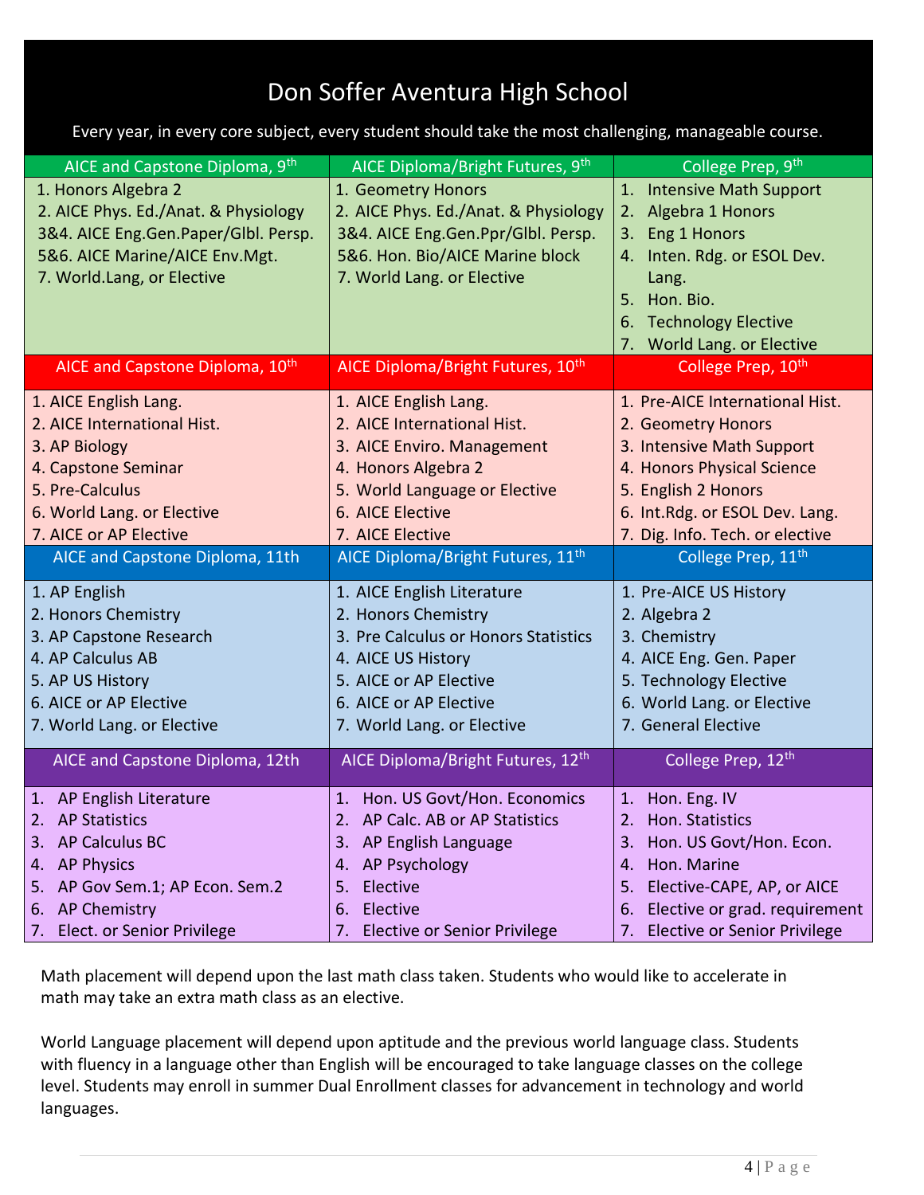# Don Soffer Aventura High School

Every year, in every core subject, every student should take the most challenging, manageable course.

| AICE and Capstone Diploma, 9th | AICE Diploma/Bright Futures, 9th | College Prep, 9th |
|---|---|---|
| 1. Honors Algebra 2<br>2. AICE Phys. Ed./Anat. & Physiology<br>3&4. AICE Eng.Gen.Paper/Glbl. Persp.<br>5&6. AICE Marine/AICE Env.Mgt.<br>7. World.Lang, or Elective | 1. Geometry Honors<br>2. AICE Phys. Ed./Anat. & Physiology<br>3&4. AICE Eng.Gen.Ppr/Glbl. Persp.<br>5&6. Hon. Bio/AICE Marine block<br>7. World Lang. or Elective | 1. Intensive Math Support<br>2. Algebra 1 Honors<br>3. Eng 1 Honors<br>4. Inten. Rdg. or ESOL Dev. Lang.<br>5. Hon. Bio.<br>6. Technology Elective<br>7. World Lang. or Elective |
| **AICE and Capstone Diploma, 10th** | **AICE Diploma/Bright Futures, 10th** | **College Prep, 10th** |
| 1. AICE English Lang.<br>2. AICE International Hist.<br>3. AP Biology<br>4. Capstone Seminar<br>5. Pre-Calculus<br>6. World Lang. or Elective<br>7. AICE or AP Elective | 1. AICE English Lang.<br>2. AICE International Hist.<br>3. AICE Enviro. Management<br>4. Honors Algebra 2<br>5. World Language or Elective<br>6. AICE Elective<br>7. AICE Elective | 1. Pre-AICE International Hist.<br>2. Geometry Honors<br>3. Intensive Math Support<br>4. Honors Physical Science<br>5. English 2 Honors<br>6. Int.Rdg. or ESOL Dev. Lang.<br>7. Dig. Info. Tech. or elective |
| **AICE and Capstone Diploma, 11th** | **AICE Diploma/Bright Futures, 11th** | **College Prep, 11th** |
| 1. AP English<br>2. Honors Chemistry<br>3. AP Capstone Research<br>4. AP Calculus AB<br>5. AP US History<br>6. AICE or AP Elective<br>7. World Lang. or Elective | 1. AICE English Literature<br>2. Honors Chemistry<br>3. Pre Calculus or Honors Statistics<br>4. AICE US History<br>5. AICE or AP Elective<br>6. AICE or AP Elective<br>7. World Lang. or Elective | 1. Pre-AICE US History<br>2. Algebra 2<br>3. Chemistry<br>4. AICE Eng. Gen. Paper<br>5. Technology Elective<br>6. World Lang. or Elective<br>7. General Elective |
| **AICE and Capstone Diploma, 12th** | **AICE Diploma/Bright Futures, 12th** | **College Prep, 12th** |
| 1. AP English Literature<br>2. AP Statistics<br>3. AP Calculus BC<br>4. AP Physics<br>5. AP Gov Sem.1; AP Econ. Sem.2<br>6. AP Chemistry<br>7. Elect. or Senior Privilege | 1. Hon. US Govt/Hon. Economics<br>2. AP Calc. AB or AP Statistics<br>3. AP English Language<br>4. AP Psychology<br>5. Elective<br>6. Elective<br>7. Elective or Senior Privilege | 1. Hon. Eng. IV<br>2. Hon. Statistics<br>3. Hon. US Govt/Hon. Econ.<br>4. Hon. Marine<br>5. Elective-CAPE, AP, or AICE<br>6. Elective or grad. requirement<br>7. Elective or Senior Privilege |

Math placement will depend upon the last math class taken. Students who would like to accelerate in math may take an extra math class as an elective.

World Language placement will depend upon aptitude and the previous world language class. Students with fluency in a language other than English will be encouraged to take language classes on the college level. Students may enroll in summer Dual Enrollment classes for advancement in technology and world languages.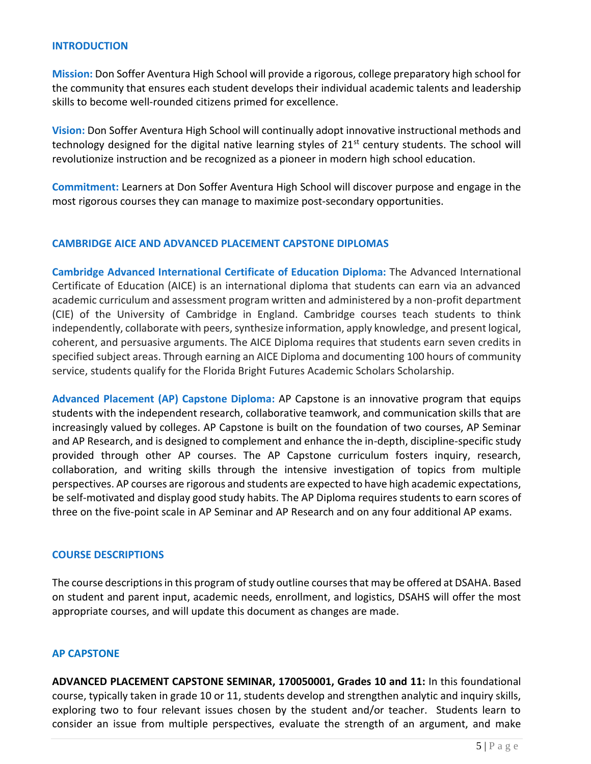## INTRODUCTION

**Mission:** Don Soffer Aventura High School will provide a rigorous, college preparatory high school for the community that ensures each student develops their individual academic talents and leadership skills to become well-rounded citizens primed for excellence.

**Vision:** Don Soffer Aventura High School will continually adopt innovative instructional methods and technology designed for the digital native learning styles of 21st century students. The school will revolutionize instruction and be recognized as a pioneer in modern high school education.

**Commitment:** Learners at Don Soffer Aventura High School will discover purpose and engage in the most rigorous courses they can manage to maximize post-secondary opportunities.

## CAMBRIDGE AICE AND ADVANCED PLACEMENT CAPSTONE DIPLOMAS

**Cambridge Advanced International Certificate of Education Diploma:** The Advanced International Certificate of Education (AICE) is an international diploma that students can earn via an advanced academic curriculum and assessment program written and administered by a non-profit department (CIE) of the University of Cambridge in England. Cambridge courses teach students to think independently, collaborate with peers, synthesize information, apply knowledge, and present logical, coherent, and persuasive arguments. The AICE Diploma requires that students earn seven credits in specified subject areas. Through earning an AICE Diploma and documenting 100 hours of community service, students qualify for the Florida Bright Futures Academic Scholars Scholarship.

**Advanced Placement (AP) Capstone Diploma:** AP Capstone is an innovative program that equips students with the independent research, collaborative teamwork, and communication skills that are increasingly valued by colleges. AP Capstone is built on the foundation of two courses, AP Seminar and AP Research, and is designed to complement and enhance the in-depth, discipline-specific study provided through other AP courses. The AP Capstone curriculum fosters inquiry, research, collaboration, and writing skills through the intensive investigation of topics from multiple perspectives. AP courses are rigorous and students are expected to have high academic expectations, be self-motivated and display good study habits. The AP Diploma requires students to earn scores of three on the five-point scale in AP Seminar and AP Research and on any four additional AP exams.

## COURSE DESCRIPTIONS

The course descriptions in this program of study outline courses that may be offered at DSAHA. Based on student and parent input, academic needs, enrollment, and logistics, DSAHS will offer the most appropriate courses, and will update this document as changes are made.

## AP CAPSTONE

**ADVANCED PLACEMENT CAPSTONE SEMINAR, 170050001, Grades 10 and 11:** In this foundational course, typically taken in grade 10 or 11, students develop and strengthen analytic and inquiry skills, exploring two to four relevant issues chosen by the student and/or teacher. Students learn to consider an issue from multiple perspectives, evaluate the strength of an argument, and make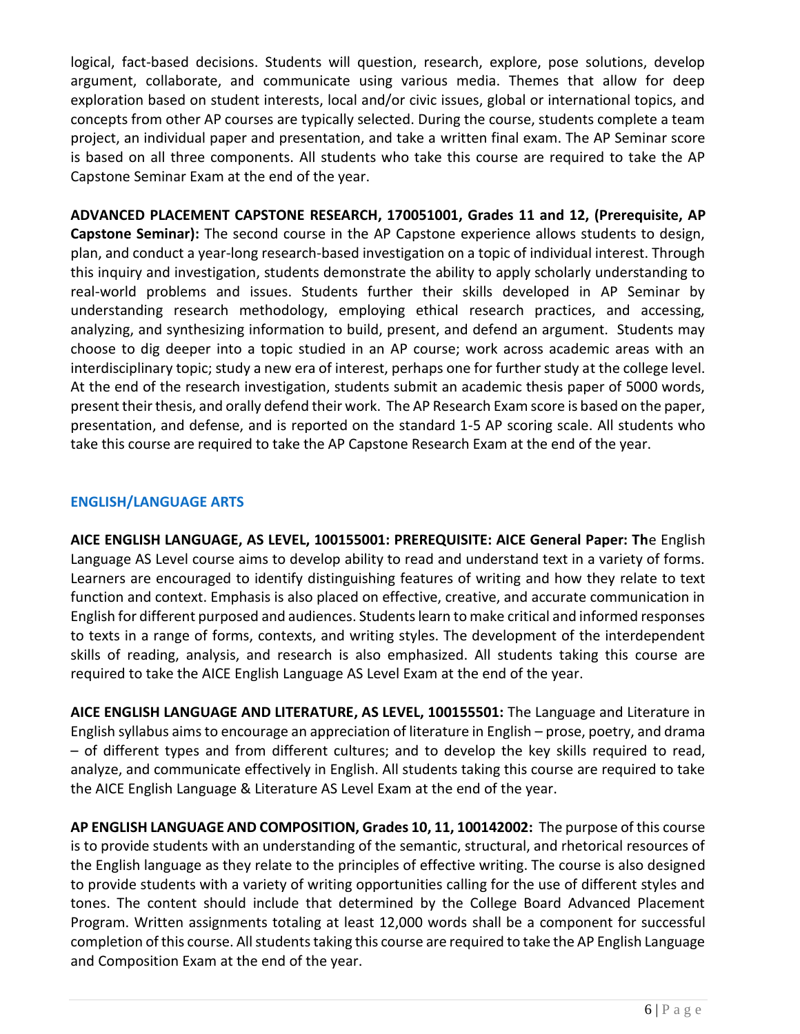logical, fact-based decisions. Students will question, research, explore, pose solutions, develop argument, collaborate, and communicate using various media. Themes that allow for deep exploration based on student interests, local and/or civic issues, global or international topics, and concepts from other AP courses are typically selected. During the course, students complete a team project, an individual paper and presentation, and take a written final exam. The AP Seminar score is based on all three components. All students who take this course are required to take the AP Capstone Seminar Exam at the end of the year.

**ADVANCED PLACEMENT CAPSTONE RESEARCH, 170051001, Grades 11 and 12, (Prerequisite, AP Capstone Seminar):** The second course in the AP Capstone experience allows students to design, plan, and conduct a year-long research-based investigation on a topic of individual interest. Through this inquiry and investigation, students demonstrate the ability to apply scholarly understanding to real-world problems and issues. Students further their skills developed in AP Seminar by understanding research methodology, employing ethical research practices, and accessing, analyzing, and synthesizing information to build, present, and defend an argument. Students may choose to dig deeper into a topic studied in an AP course; work across academic areas with an interdisciplinary topic; study a new era of interest, perhaps one for further study at the college level. At the end of the research investigation, students submit an academic thesis paper of 5000 words, present their thesis, and orally defend their work. The AP Research Exam score is based on the paper, presentation, and defense, and is reported on the standard 1-5 AP scoring scale. All students who take this course are required to take the AP Capstone Research Exam at the end of the year.

## ENGLISH/LANGUAGE ARTS

**AICE ENGLISH LANGUAGE, AS LEVEL, 100155001: PREREQUISITE: AICE General Paper: Th**e English Language AS Level course aims to develop ability to read and understand text in a variety of forms. Learners are encouraged to identify distinguishing features of writing and how they relate to text function and context. Emphasis is also placed on effective, creative, and accurate communication in English for different purposed and audiences. Students learn to make critical and informed responses to texts in a range of forms, contexts, and writing styles. The development of the interdependent skills of reading, analysis, and research is also emphasized. All students taking this course are required to take the AICE English Language AS Level Exam at the end of the year.

**AICE ENGLISH LANGUAGE AND LITERATURE, AS LEVEL, 100155501:** The Language and Literature in English syllabus aims to encourage an appreciation of literature in English – prose, poetry, and drama – of different types and from different cultures; and to develop the key skills required to read, analyze, and communicate effectively in English. All students taking this course are required to take the AICE English Language & Literature AS Level Exam at the end of the year.

**AP ENGLISH LANGUAGE AND COMPOSITION, Grades 10, 11, 100142002:** The purpose of this course is to provide students with an understanding of the semantic, structural, and rhetorical resources of the English language as they relate to the principles of effective writing. The course is also designed to provide students with a variety of writing opportunities calling for the use of different styles and tones. The content should include that determined by the College Board Advanced Placement Program. Written assignments totaling at least 12,000 words shall be a component for successful completion of this course. All students taking this course are required to take the AP English Language and Composition Exam at the end of the year.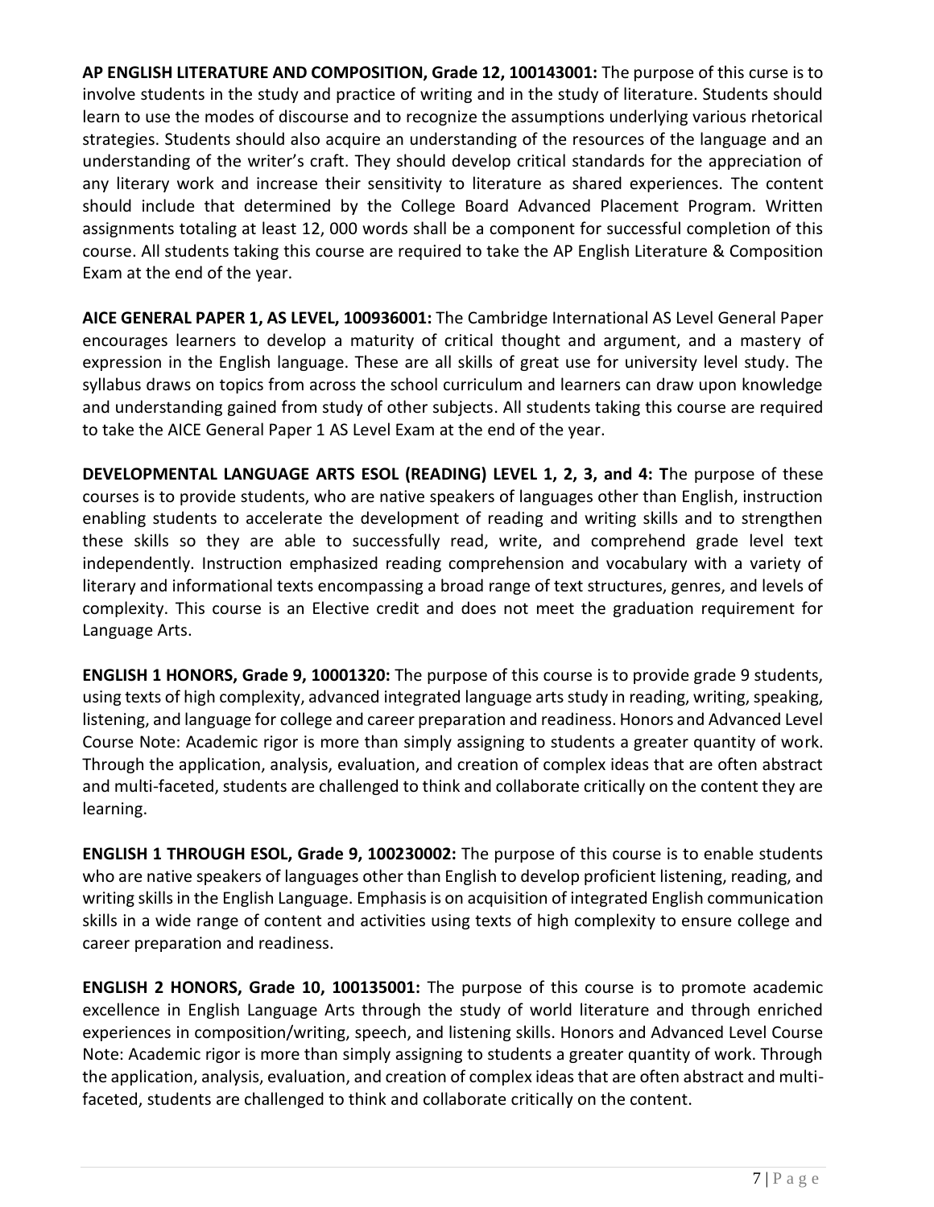**AP ENGLISH LITERATURE AND COMPOSITION, Grade 12, 100143001:** The purpose of this curse is to involve students in the study and practice of writing and in the study of literature. Students should learn to use the modes of discourse and to recognize the assumptions underlying various rhetorical strategies. Students should also acquire an understanding of the resources of the language and an understanding of the writer's craft. They should develop critical standards for the appreciation of any literary work and increase their sensitivity to literature as shared experiences. The content should include that determined by the College Board Advanced Placement Program. Written assignments totaling at least 12, 000 words shall be a component for successful completion of this course. All students taking this course are required to take the AP English Literature & Composition Exam at the end of the year.

**AICE GENERAL PAPER 1, AS LEVEL, 100936001:** The Cambridge International AS Level General Paper encourages learners to develop a maturity of critical thought and argument, and a mastery of expression in the English language. These are all skills of great use for university level study. The syllabus draws on topics from across the school curriculum and learners can draw upon knowledge and understanding gained from study of other subjects. All students taking this course are required to take the AICE General Paper 1 AS Level Exam at the end of the year.

**DEVELOPMENTAL LANGUAGE ARTS ESOL (READING) LEVEL 1, 2, 3, and 4: T**he purpose of these courses is to provide students, who are native speakers of languages other than English, instruction enabling students to accelerate the development of reading and writing skills and to strengthen these skills so they are able to successfully read, write, and comprehend grade level text independently. Instruction emphasized reading comprehension and vocabulary with a variety of literary and informational texts encompassing a broad range of text structures, genres, and levels of complexity. This course is an Elective credit and does not meet the graduation requirement for Language Arts.

**ENGLISH 1 HONORS, Grade 9, 10001320:** The purpose of this course is to provide grade 9 students, using texts of high complexity, advanced integrated language arts study in reading, writing, speaking, listening, and language for college and career preparation and readiness. Honors and Advanced Level Course Note: Academic rigor is more than simply assigning to students a greater quantity of work. Through the application, analysis, evaluation, and creation of complex ideas that are often abstract and multi-faceted, students are challenged to think and collaborate critically on the content they are learning.

**ENGLISH 1 THROUGH ESOL, Grade 9, 100230002:** The purpose of this course is to enable students who are native speakers of languages other than English to develop proficient listening, reading, and writing skills in the English Language. Emphasis is on acquisition of integrated English communication skills in a wide range of content and activities using texts of high complexity to ensure college and career preparation and readiness.

**ENGLISH 2 HONORS, Grade 10, 100135001:** The purpose of this course is to promote academic excellence in English Language Arts through the study of world literature and through enriched experiences in composition/writing, speech, and listening skills. Honors and Advanced Level Course Note: Academic rigor is more than simply assigning to students a greater quantity of work. Through the application, analysis, evaluation, and creation of complex ideas that are often abstract and multi-faceted, students are challenged to think and collaborate critically on the content.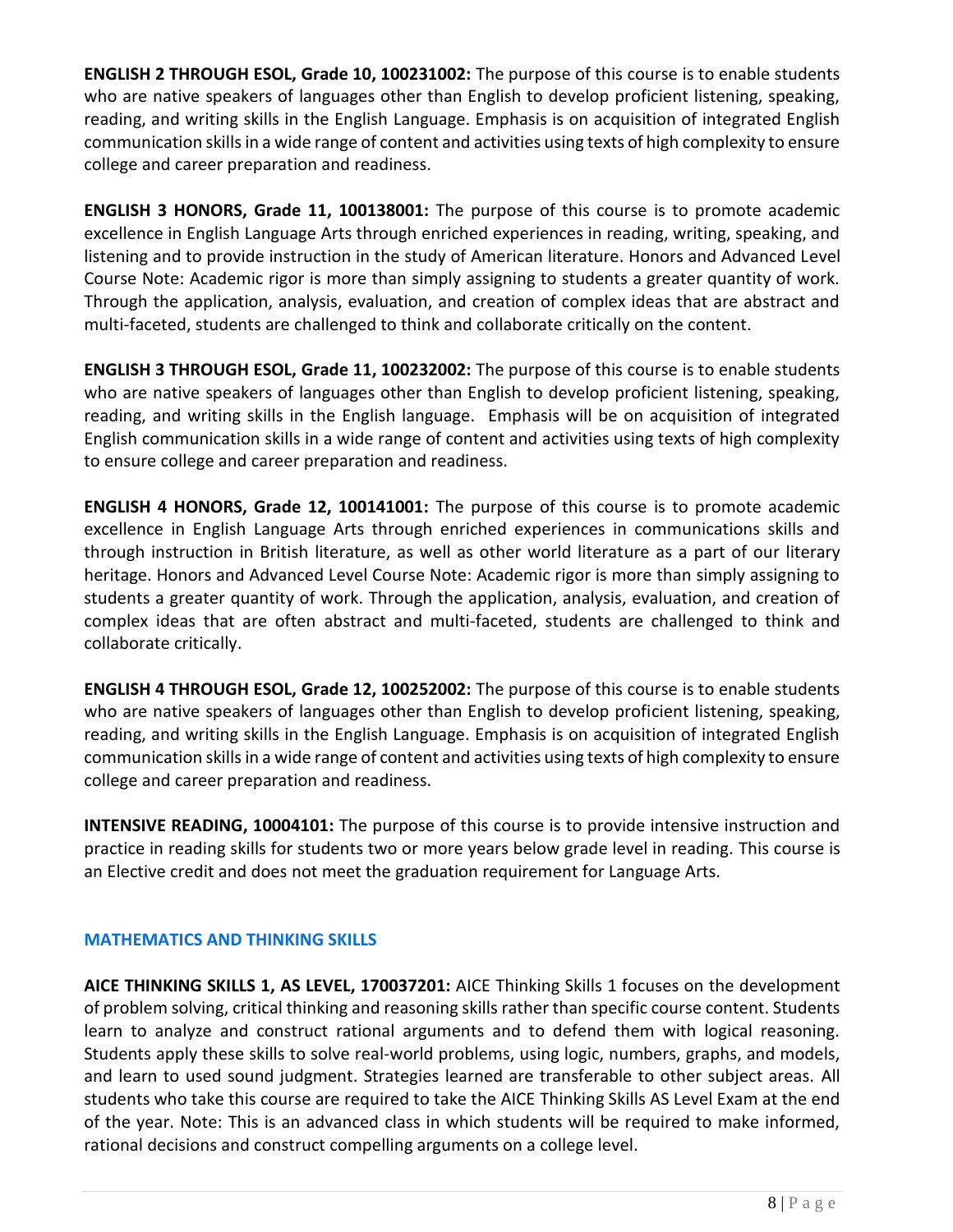**ENGLISH 2 THROUGH ESOL, Grade 10, 100231002:** The purpose of this course is to enable students who are native speakers of languages other than English to develop proficient listening, speaking, reading, and writing skills in the English Language. Emphasis is on acquisition of integrated English communication skills in a wide range of content and activities using texts of high complexity to ensure college and career preparation and readiness.

**ENGLISH 3 HONORS, Grade 11, 100138001:** The purpose of this course is to promote academic excellence in English Language Arts through enriched experiences in reading, writing, speaking, and listening and to provide instruction in the study of American literature. Honors and Advanced Level Course Note: Academic rigor is more than simply assigning to students a greater quantity of work. Through the application, analysis, evaluation, and creation of complex ideas that are abstract and multi-faceted, students are challenged to think and collaborate critically on the content.

**ENGLISH 3 THROUGH ESOL, Grade 11, 100232002:** The purpose of this course is to enable students who are native speakers of languages other than English to develop proficient listening, speaking, reading, and writing skills in the English language. Emphasis will be on acquisition of integrated English communication skills in a wide range of content and activities using texts of high complexity to ensure college and career preparation and readiness.

**ENGLISH 4 HONORS, Grade 12, 100141001:** The purpose of this course is to promote academic excellence in English Language Arts through enriched experiences in communications skills and through instruction in British literature, as well as other world literature as a part of our literary heritage. Honors and Advanced Level Course Note: Academic rigor is more than simply assigning to students a greater quantity of work. Through the application, analysis, evaluation, and creation of complex ideas that are often abstract and multi-faceted, students are challenged to think and collaborate critically.

**ENGLISH 4 THROUGH ESOL, Grade 12, 100252002:** The purpose of this course is to enable students who are native speakers of languages other than English to develop proficient listening, speaking, reading, and writing skills in the English Language. Emphasis is on acquisition of integrated English communication skills in a wide range of content and activities using texts of high complexity to ensure college and career preparation and readiness.

**INTENSIVE READING, 10004101:** The purpose of this course is to provide intensive instruction and practice in reading skills for students two or more years below grade level in reading. This course is an Elective credit and does not meet the graduation requirement for Language Arts.

## MATHEMATICS AND THINKING SKILLS

**AICE THINKING SKILLS 1, AS LEVEL, 170037201:** AICE Thinking Skills 1 focuses on the development of problem solving, critical thinking and reasoning skills rather than specific course content. Students learn to analyze and construct rational arguments and to defend them with logical reasoning. Students apply these skills to solve real-world problems, using logic, numbers, graphs, and models, and learn to used sound judgment. Strategies learned are transferable to other subject areas. All students who take this course are required to take the AICE Thinking Skills AS Level Exam at the end of the year. Note: This is an advanced class in which students will be required to make informed, rational decisions and construct compelling arguments on a college level.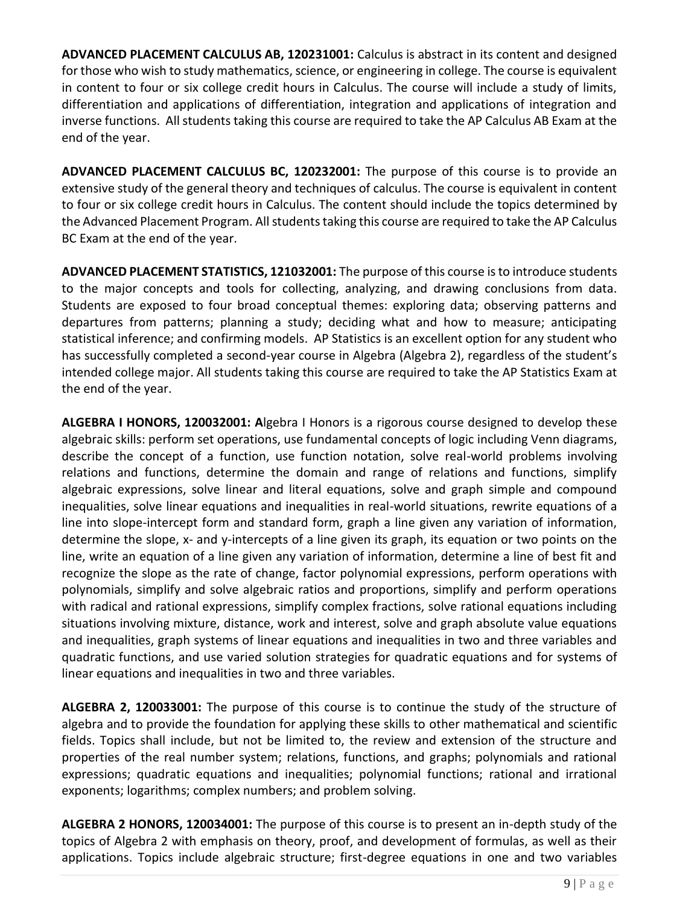**ADVANCED PLACEMENT CALCULUS AB, 120231001:** Calculus is abstract in its content and designed for those who wish to study mathematics, science, or engineering in college. The course is equivalent in content to four or six college credit hours in Calculus. The course will include a study of limits, differentiation and applications of differentiation, integration and applications of integration and inverse functions. All students taking this course are required to take the AP Calculus AB Exam at the end of the year.

**ADVANCED PLACEMENT CALCULUS BC, 120232001:** The purpose of this course is to provide an extensive study of the general theory and techniques of calculus. The course is equivalent in content to four or six college credit hours in Calculus. The content should include the topics determined by the Advanced Placement Program. All students taking this course are required to take the AP Calculus BC Exam at the end of the year.

**ADVANCED PLACEMENT STATISTICS, 121032001:** The purpose of this course is to introduce students to the major concepts and tools for collecting, analyzing, and drawing conclusions from data. Students are exposed to four broad conceptual themes: exploring data; observing patterns and departures from patterns; planning a study; deciding what and how to measure; anticipating statistical inference; and confirming models. AP Statistics is an excellent option for any student who has successfully completed a second-year course in Algebra (Algebra 2), regardless of the student's intended college major. All students taking this course are required to take the AP Statistics Exam at the end of the year.

**ALGEBRA I HONORS, 120032001: A**lgebra I Honors is a rigorous course designed to develop these algebraic skills: perform set operations, use fundamental concepts of logic including Venn diagrams, describe the concept of a function, use function notation, solve real-world problems involving relations and functions, determine the domain and range of relations and functions, simplify algebraic expressions, solve linear and literal equations, solve and graph simple and compound inequalities, solve linear equations and inequalities in real-world situations, rewrite equations of a line into slope-intercept form and standard form, graph a line given any variation of information, determine the slope, x- and y-intercepts of a line given its graph, its equation or two points on the line, write an equation of a line given any variation of information, determine a line of best fit and recognize the slope as the rate of change, factor polynomial expressions, perform operations with polynomials, simplify and solve algebraic ratios and proportions, simplify and perform operations with radical and rational expressions, simplify complex fractions, solve rational equations including situations involving mixture, distance, work and interest, solve and graph absolute value equations and inequalities, graph systems of linear equations and inequalities in two and three variables and quadratic functions, and use varied solution strategies for quadratic equations and for systems of linear equations and inequalities in two and three variables.

**ALGEBRA 2, 120033001:** The purpose of this course is to continue the study of the structure of algebra and to provide the foundation for applying these skills to other mathematical and scientific fields. Topics shall include, but not be limited to, the review and extension of the structure and properties of the real number system; relations, functions, and graphs; polynomials and rational expressions; quadratic equations and inequalities; polynomial functions; rational and irrational exponents; logarithms; complex numbers; and problem solving.

**ALGEBRA 2 HONORS, 120034001:** The purpose of this course is to present an in-depth study of the topics of Algebra 2 with emphasis on theory, proof, and development of formulas, as well as their applications. Topics include algebraic structure; first-degree equations in one and two variables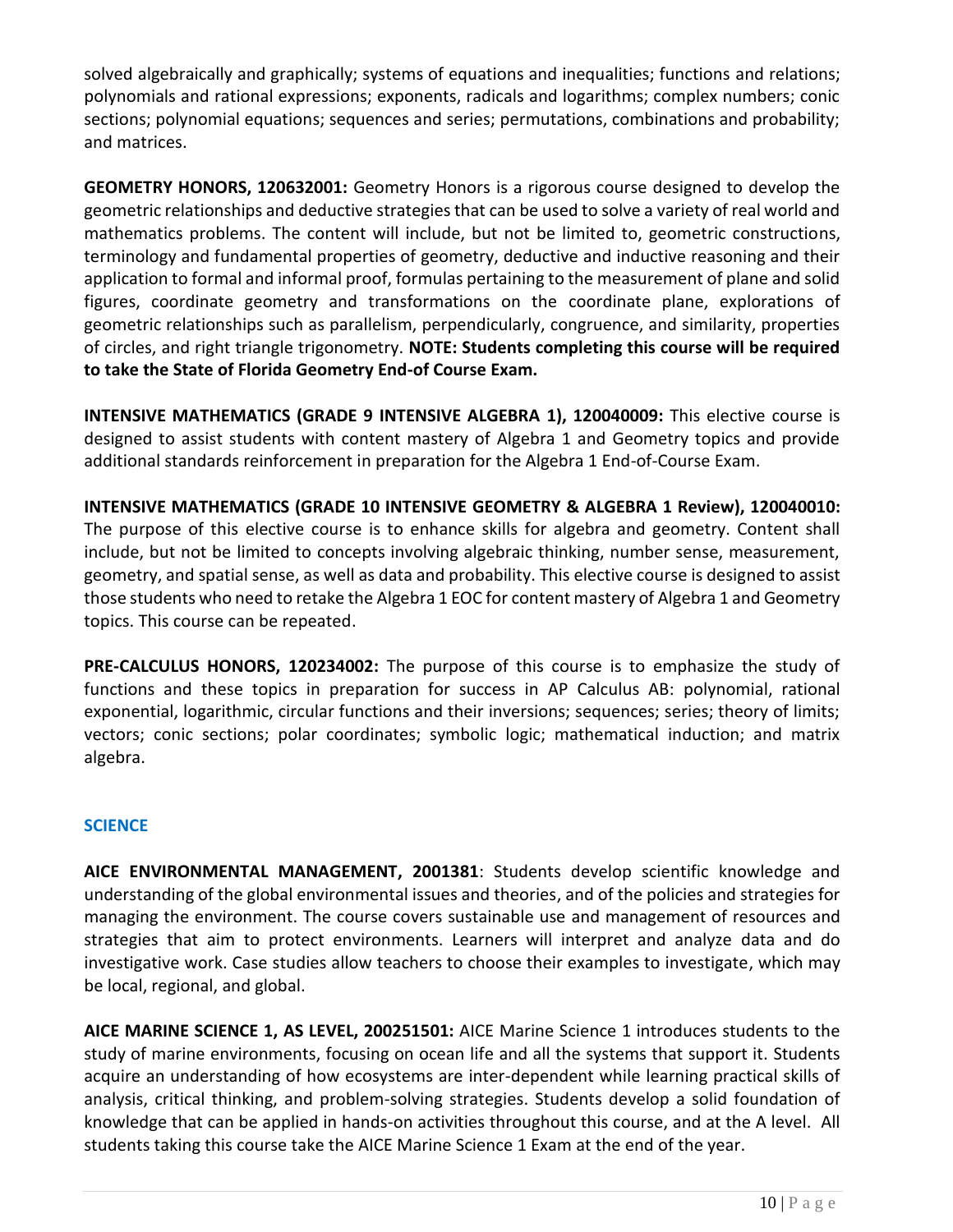solved algebraically and graphically; systems of equations and inequalities; functions and relations; polynomials and rational expressions; exponents, radicals and logarithms; complex numbers; conic sections; polynomial equations; sequences and series; permutations, combinations and probability; and matrices.

**GEOMETRY HONORS, 120632001:** Geometry Honors is a rigorous course designed to develop the geometric relationships and deductive strategies that can be used to solve a variety of real world and mathematics problems. The content will include, but not be limited to, geometric constructions, terminology and fundamental properties of geometry, deductive and inductive reasoning and their application to formal and informal proof, formulas pertaining to the measurement of plane and solid figures, coordinate geometry and transformations on the coordinate plane, explorations of geometric relationships such as parallelism, perpendicularly, congruence, and similarity, properties of circles, and right triangle trigonometry. **NOTE: Students completing this course will be required to take the State of Florida Geometry End-of Course Exam.**

**INTENSIVE MATHEMATICS (GRADE 9 INTENSIVE ALGEBRA 1), 120040009:** This elective course is designed to assist students with content mastery of Algebra 1 and Geometry topics and provide additional standards reinforcement in preparation for the Algebra 1 End-of-Course Exam.

**INTENSIVE MATHEMATICS (GRADE 10 INTENSIVE GEOMETRY & ALGEBRA 1 Review), 120040010:** The purpose of this elective course is to enhance skills for algebra and geometry. Content shall include, but not be limited to concepts involving algebraic thinking, number sense, measurement, geometry, and spatial sense, as well as data and probability. This elective course is designed to assist those students who need to retake the Algebra 1 EOC for content mastery of Algebra 1 and Geometry topics. This course can be repeated.

**PRE-CALCULUS HONORS, 120234002:** The purpose of this course is to emphasize the study of functions and these topics in preparation for success in AP Calculus AB: polynomial, rational exponential, logarithmic, circular functions and their inversions; sequences; series; theory of limits; vectors; conic sections; polar coordinates; symbolic logic; mathematical induction; and matrix algebra.

## SCIENCE

**AICE ENVIRONMENTAL MANAGEMENT, 2001381**: Students develop scientific knowledge and understanding of the global environmental issues and theories, and of the policies and strategies for managing the environment. The course covers sustainable use and management of resources and strategies that aim to protect environments. Learners will interpret and analyze data and do investigative work. Case studies allow teachers to choose their examples to investigate, which may be local, regional, and global.

**AICE MARINE SCIENCE 1, AS LEVEL, 200251501:** AICE Marine Science 1 introduces students to the study of marine environments, focusing on ocean life and all the systems that support it. Students acquire an understanding of how ecosystems are inter-dependent while learning practical skills of analysis, critical thinking, and problem-solving strategies. Students develop a solid foundation of knowledge that can be applied in hands-on activities throughout this course, and at the A level. All students taking this course take the AICE Marine Science 1 Exam at the end of the year.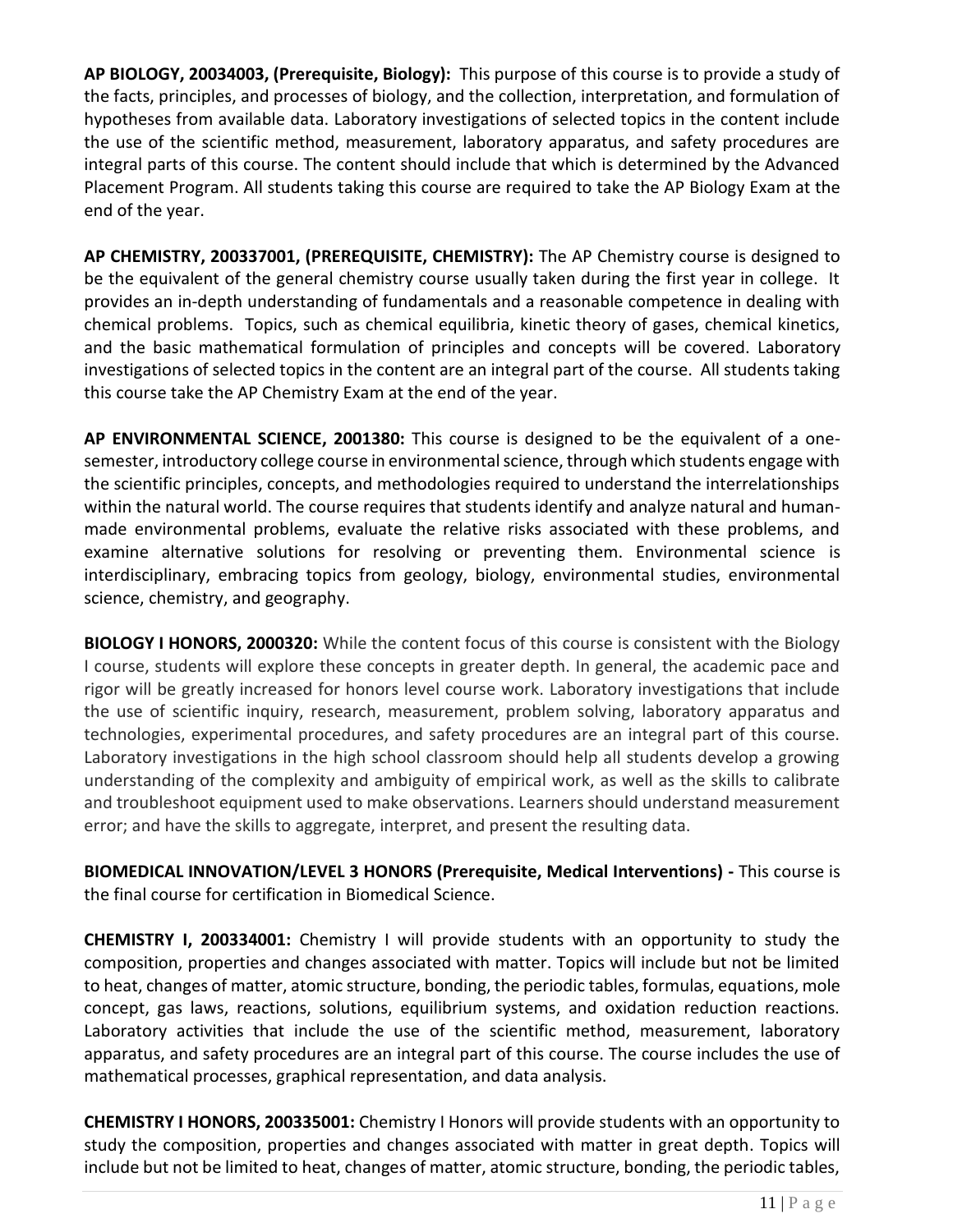**AP BIOLOGY, 20034003, (Prerequisite, Biology):** This purpose of this course is to provide a study of the facts, principles, and processes of biology, and the collection, interpretation, and formulation of hypotheses from available data. Laboratory investigations of selected topics in the content include the use of the scientific method, measurement, laboratory apparatus, and safety procedures are integral parts of this course. The content should include that which is determined by the Advanced Placement Program. All students taking this course are required to take the AP Biology Exam at the end of the year.

**AP CHEMISTRY, 200337001, (PREREQUISITE, CHEMISTRY):** The AP Chemistry course is designed to be the equivalent of the general chemistry course usually taken during the first year in college. It provides an in-depth understanding of fundamentals and a reasonable competence in dealing with chemical problems. Topics, such as chemical equilibria, kinetic theory of gases, chemical kinetics, and the basic mathematical formulation of principles and concepts will be covered. Laboratory investigations of selected topics in the content are an integral part of the course. All students taking this course take the AP Chemistry Exam at the end of the year.

**AP ENVIRONMENTAL SCIENCE, 2001380:** This course is designed to be the equivalent of a one-semester, introductory college course in environmental science, through which students engage with the scientific principles, concepts, and methodologies required to understand the interrelationships within the natural world. The course requires that students identify and analyze natural and human-made environmental problems, evaluate the relative risks associated with these problems, and examine alternative solutions for resolving or preventing them. Environmental science is interdisciplinary, embracing topics from geology, biology, environmental studies, environmental science, chemistry, and geography.

**BIOLOGY I HONORS, 2000320:** While the content focus of this course is consistent with the Biology I course, students will explore these concepts in greater depth. In general, the academic pace and rigor will be greatly increased for honors level course work. Laboratory investigations that include the use of scientific inquiry, research, measurement, problem solving, laboratory apparatus and technologies, experimental procedures, and safety procedures are an integral part of this course. Laboratory investigations in the high school classroom should help all students develop a growing understanding of the complexity and ambiguity of empirical work, as well as the skills to calibrate and troubleshoot equipment used to make observations. Learners should understand measurement error; and have the skills to aggregate, interpret, and present the resulting data.

**BIOMEDICAL INNOVATION/LEVEL 3 HONORS (Prerequisite, Medical Interventions) -** This course is the final course for certification in Biomedical Science.

**CHEMISTRY I, 200334001:** Chemistry I will provide students with an opportunity to study the composition, properties and changes associated with matter. Topics will include but not be limited to heat, changes of matter, atomic structure, bonding, the periodic tables, formulas, equations, mole concept, gas laws, reactions, solutions, equilibrium systems, and oxidation reduction reactions. Laboratory activities that include the use of the scientific method, measurement, laboratory apparatus, and safety procedures are an integral part of this course. The course includes the use of mathematical processes, graphical representation, and data analysis.

**CHEMISTRY I HONORS, 200335001:** Chemistry I Honors will provide students with an opportunity to study the composition, properties and changes associated with matter in great depth. Topics will include but not be limited to heat, changes of matter, atomic structure, bonding, the periodic tables,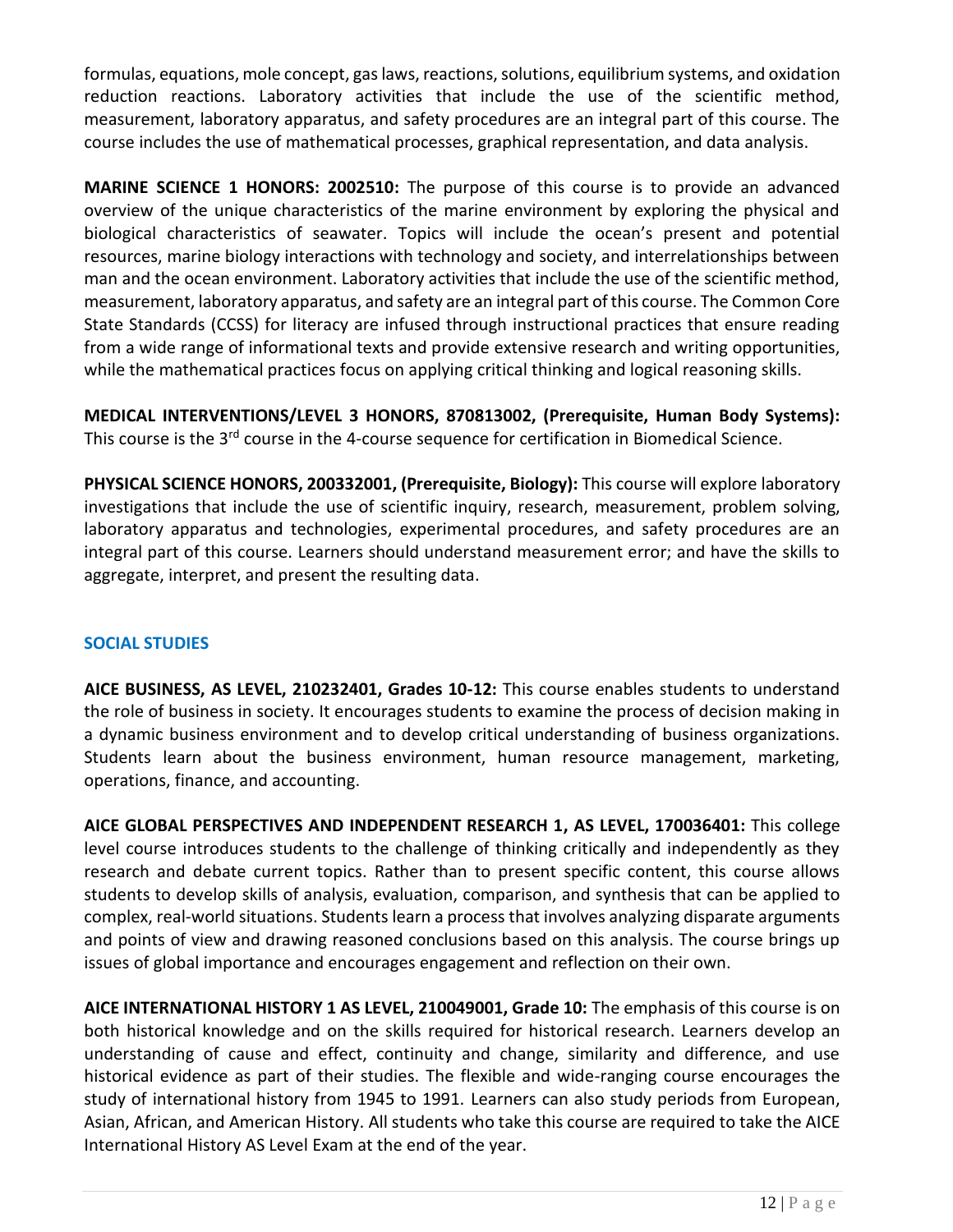formulas, equations, mole concept, gas laws, reactions, solutions, equilibrium systems, and oxidation reduction reactions. Laboratory activities that include the use of the scientific method, measurement, laboratory apparatus, and safety procedures are an integral part of this course. The course includes the use of mathematical processes, graphical representation, and data analysis.

**MARINE SCIENCE 1 HONORS: 2002510:** The purpose of this course is to provide an advanced overview of the unique characteristics of the marine environment by exploring the physical and biological characteristics of seawater. Topics will include the ocean's present and potential resources, marine biology interactions with technology and society, and interrelationships between man and the ocean environment. Laboratory activities that include the use of the scientific method, measurement, laboratory apparatus, and safety are an integral part of this course. The Common Core State Standards (CCSS) for literacy are infused through instructional practices that ensure reading from a wide range of informational texts and provide extensive research and writing opportunities, while the mathematical practices focus on applying critical thinking and logical reasoning skills.

**MEDICAL INTERVENTIONS/LEVEL 3 HONORS, 870813002, (Prerequisite, Human Body Systems):** This course is the 3rd course in the 4-course sequence for certification in Biomedical Science.

**PHYSICAL SCIENCE HONORS, 200332001, (Prerequisite, Biology):** This course will explore laboratory investigations that include the use of scientific inquiry, research, measurement, problem solving, laboratory apparatus and technologies, experimental procedures, and safety procedures are an integral part of this course. Learners should understand measurement error; and have the skills to aggregate, interpret, and present the resulting data.

## SOCIAL STUDIES

**AICE BUSINESS, AS LEVEL, 210232401, Grades 10-12:** This course enables students to understand the role of business in society. It encourages students to examine the process of decision making in a dynamic business environment and to develop critical understanding of business organizations. Students learn about the business environment, human resource management, marketing, operations, finance, and accounting.

**AICE GLOBAL PERSPECTIVES AND INDEPENDENT RESEARCH 1, AS LEVEL, 170036401:** This college level course introduces students to the challenge of thinking critically and independently as they research and debate current topics. Rather than to present specific content, this course allows students to develop skills of analysis, evaluation, comparison, and synthesis that can be applied to complex, real-world situations. Students learn a process that involves analyzing disparate arguments and points of view and drawing reasoned conclusions based on this analysis. The course brings up issues of global importance and encourages engagement and reflection on their own.

**AICE INTERNATIONAL HISTORY 1 AS LEVEL, 210049001, Grade 10:** The emphasis of this course is on both historical knowledge and on the skills required for historical research. Learners develop an understanding of cause and effect, continuity and change, similarity and difference, and use historical evidence as part of their studies. The flexible and wide-ranging course encourages the study of international history from 1945 to 1991. Learners can also study periods from European, Asian, African, and American History. All students who take this course are required to take the AICE International History AS Level Exam at the end of the year.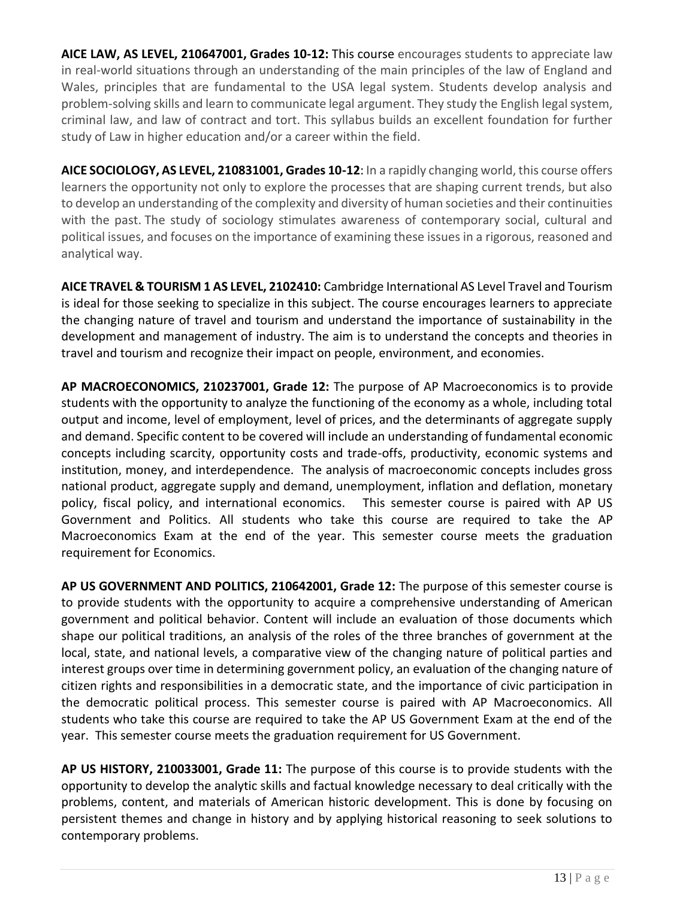**AICE LAW, AS LEVEL, 210647001, Grades 10-12:** This course encourages students to appreciate law in real-world situations through an understanding of the main principles of the law of England and Wales, principles that are fundamental to the USA legal system. Students develop analysis and problem-solving skills and learn to communicate legal argument. They study the English legal system, criminal law, and law of contract and tort. This syllabus builds an excellent foundation for further study of Law in higher education and/or a career within the field.

**AICE SOCIOLOGY, AS LEVEL, 210831001, Grades 10-12**: In a rapidly changing world, this course offers learners the opportunity not only to explore the processes that are shaping current trends, but also to develop an understanding of the complexity and diversity of human societies and their continuities with the past. The study of sociology stimulates awareness of contemporary social, cultural and political issues, and focuses on the importance of examining these issues in a rigorous, reasoned and analytical way.

**AICE TRAVEL & TOURISM 1 AS LEVEL, 2102410:** Cambridge International AS Level Travel and Tourism is ideal for those seeking to specialize in this subject. The course encourages learners to appreciate the changing nature of travel and tourism and understand the importance of sustainability in the development and management of industry. The aim is to understand the concepts and theories in travel and tourism and recognize their impact on people, environment, and economies.

**AP MACROECONOMICS, 210237001, Grade 12:** The purpose of AP Macroeconomics is to provide students with the opportunity to analyze the functioning of the economy as a whole, including total output and income, level of employment, level of prices, and the determinants of aggregate supply and demand. Specific content to be covered will include an understanding of fundamental economic concepts including scarcity, opportunity costs and trade-offs, productivity, economic systems and institution, money, and interdependence. The analysis of macroeconomic concepts includes gross national product, aggregate supply and demand, unemployment, inflation and deflation, monetary policy, fiscal policy, and international economics. This semester course is paired with AP US Government and Politics. All students who take this course are required to take the AP Macroeconomics Exam at the end of the year. This semester course meets the graduation requirement for Economics.

**AP US GOVERNMENT AND POLITICS, 210642001, Grade 12:** The purpose of this semester course is to provide students with the opportunity to acquire a comprehensive understanding of American government and political behavior. Content will include an evaluation of those documents which shape our political traditions, an analysis of the roles of the three branches of government at the local, state, and national levels, a comparative view of the changing nature of political parties and interest groups over time in determining government policy, an evaluation of the changing nature of citizen rights and responsibilities in a democratic state, and the importance of civic participation in the democratic political process. This semester course is paired with AP Macroeconomics. All students who take this course are required to take the AP US Government Exam at the end of the year. This semester course meets the graduation requirement for US Government.

**AP US HISTORY, 210033001, Grade 11:** The purpose of this course is to provide students with the opportunity to develop the analytic skills and factual knowledge necessary to deal critically with the problems, content, and materials of American historic development. This is done by focusing on persistent themes and change in history and by applying historical reasoning to seek solutions to contemporary problems.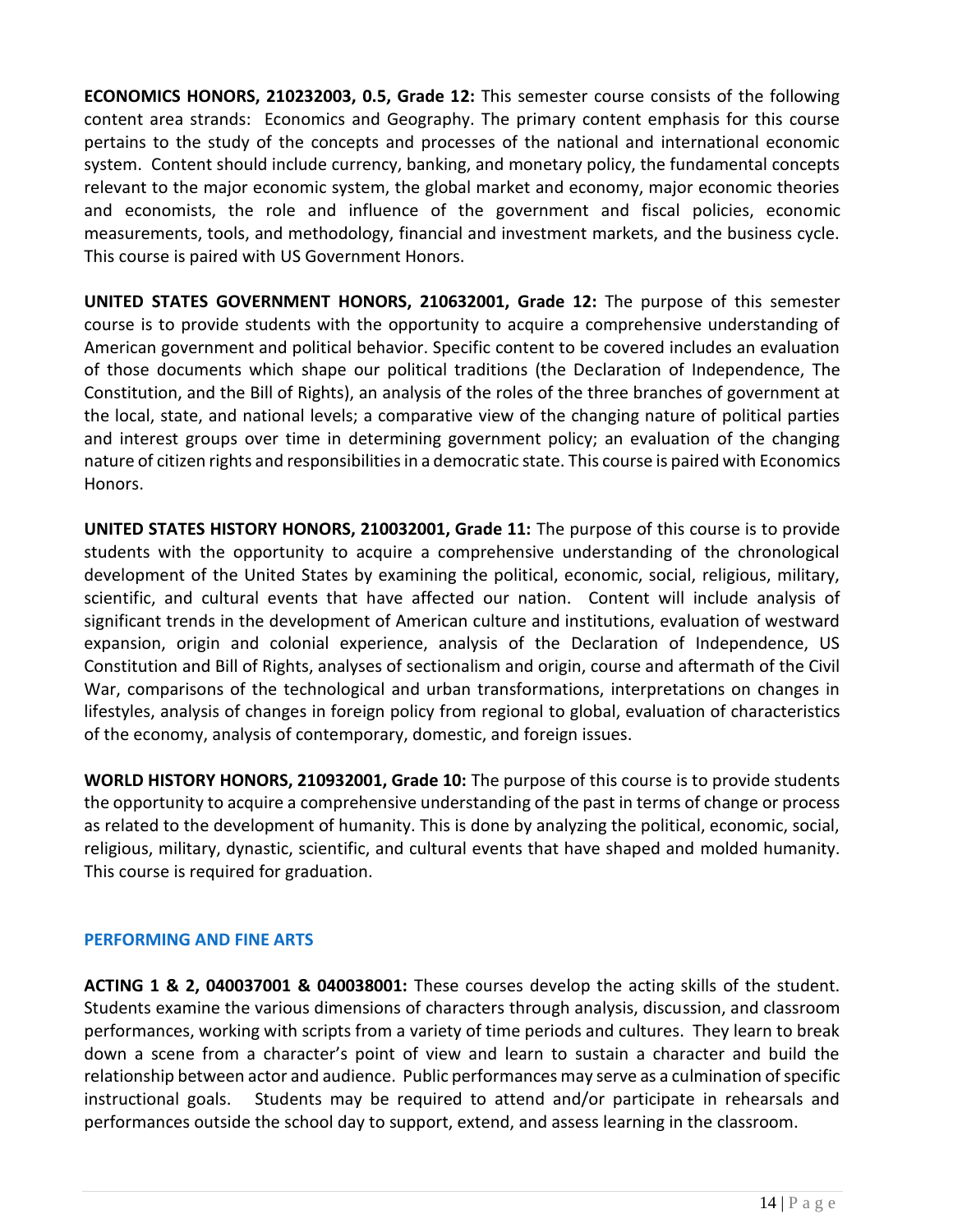**ECONOMICS HONORS, 210232003, 0.5, Grade 12:** This semester course consists of the following content area strands: Economics and Geography. The primary content emphasis for this course pertains to the study of the concepts and processes of the national and international economic system. Content should include currency, banking, and monetary policy, the fundamental concepts relevant to the major economic system, the global market and economy, major economic theories and economists, the role and influence of the government and fiscal policies, economic measurements, tools, and methodology, financial and investment markets, and the business cycle. This course is paired with US Government Honors.

**UNITED STATES GOVERNMENT HONORS, 210632001, Grade 12:** The purpose of this semester course is to provide students with the opportunity to acquire a comprehensive understanding of American government and political behavior. Specific content to be covered includes an evaluation of those documents which shape our political traditions (the Declaration of Independence, The Constitution, and the Bill of Rights), an analysis of the roles of the three branches of government at the local, state, and national levels; a comparative view of the changing nature of political parties and interest groups over time in determining government policy; an evaluation of the changing nature of citizen rights and responsibilities in a democratic state. This course is paired with Economics Honors.

**UNITED STATES HISTORY HONORS, 210032001, Grade 11:** The purpose of this course is to provide students with the opportunity to acquire a comprehensive understanding of the chronological development of the United States by examining the political, economic, social, religious, military, scientific, and cultural events that have affected our nation. Content will include analysis of significant trends in the development of American culture and institutions, evaluation of westward expansion, origin and colonial experience, analysis of the Declaration of Independence, US Constitution and Bill of Rights, analyses of sectionalism and origin, course and aftermath of the Civil War, comparisons of the technological and urban transformations, interpretations on changes in lifestyles, analysis of changes in foreign policy from regional to global, evaluation of characteristics of the economy, analysis of contemporary, domestic, and foreign issues.

**WORLD HISTORY HONORS, 210932001, Grade 10:** The purpose of this course is to provide students the opportunity to acquire a comprehensive understanding of the past in terms of change or process as related to the development of humanity. This is done by analyzing the political, economic, social, religious, military, dynastic, scientific, and cultural events that have shaped and molded humanity. This course is required for graduation.

## PERFORMING AND FINE ARTS

**ACTING 1 & 2, 040037001 & 040038001:** These courses develop the acting skills of the student. Students examine the various dimensions of characters through analysis, discussion, and classroom performances, working with scripts from a variety of time periods and cultures. They learn to break down a scene from a character's point of view and learn to sustain a character and build the relationship between actor and audience. Public performances may serve as a culmination of specific instructional goals. Students may be required to attend and/or participate in rehearsals and performances outside the school day to support, extend, and assess learning in the classroom.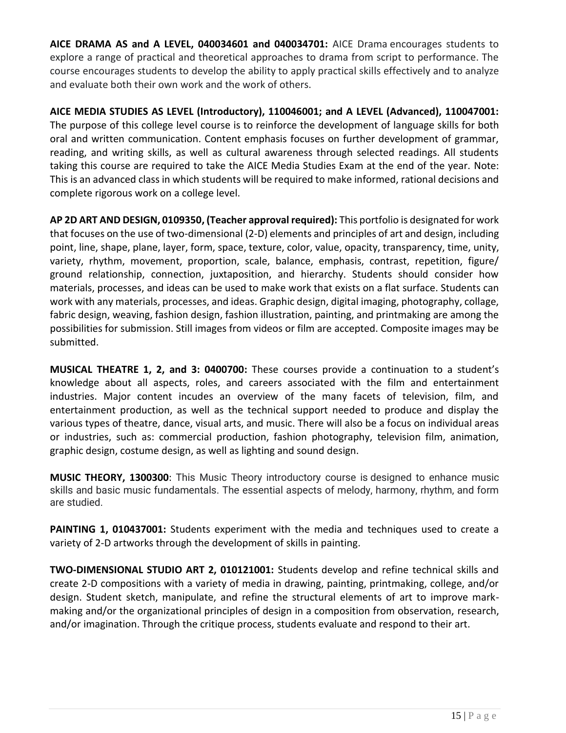**AICE DRAMA AS and A LEVEL, 040034601 and 040034701:** AICE Drama encourages students to explore a range of practical and theoretical approaches to drama from script to performance. The course encourages students to develop the ability to apply practical skills effectively and to analyze and evaluate both their own work and the work of others.

**AICE MEDIA STUDIES AS LEVEL (Introductory), 110046001; and A LEVEL (Advanced), 110047001:** The purpose of this college level course is to reinforce the development of language skills for both oral and written communication. Content emphasis focuses on further development of grammar, reading, and writing skills, as well as cultural awareness through selected readings. All students taking this course are required to take the AICE Media Studies Exam at the end of the year. Note: This is an advanced class in which students will be required to make informed, rational decisions and complete rigorous work on a college level.

**AP 2D ART AND DESIGN, 0109350, (Teacher approval required):** This portfolio is designated for work that focuses on the use of two-dimensional (2-D) elements and principles of art and design, including point, line, shape, plane, layer, form, space, texture, color, value, opacity, transparency, time, unity, variety, rhythm, movement, proportion, scale, balance, emphasis, contrast, repetition, figure/ ground relationship, connection, juxtaposition, and hierarchy. Students should consider how materials, processes, and ideas can be used to make work that exists on a flat surface. Students can work with any materials, processes, and ideas. Graphic design, digital imaging, photography, collage, fabric design, weaving, fashion design, fashion illustration, painting, and printmaking are among the possibilities for submission. Still images from videos or film are accepted. Composite images may be submitted.

**MUSICAL THEATRE 1, 2, and 3: 0400700:** These courses provide a continuation to a student's knowledge about all aspects, roles, and careers associated with the film and entertainment industries. Major content incudes an overview of the many facets of television, film, and entertainment production, as well as the technical support needed to produce and display the various types of theatre, dance, visual arts, and music. There will also be a focus on individual areas or industries, such as: commercial production, fashion photography, television film, animation, graphic design, costume design, as well as lighting and sound design.

**MUSIC THEORY, 1300300**: This Music Theory introductory course is designed to enhance music skills and basic music fundamentals. The essential aspects of melody, harmony, rhythm, and form are studied.

**PAINTING 1, 010437001:** Students experiment with the media and techniques used to create a variety of 2-D artworks through the development of skills in painting.

**TWO-DIMENSIONAL STUDIO ART 2, 010121001:** Students develop and refine technical skills and create 2-D compositions with a variety of media in drawing, painting, printmaking, college, and/or design. Student sketch, manipulate, and refine the structural elements of art to improve mark-making and/or the organizational principles of design in a composition from observation, research, and/or imagination. Through the critique process, students evaluate and respond to their art.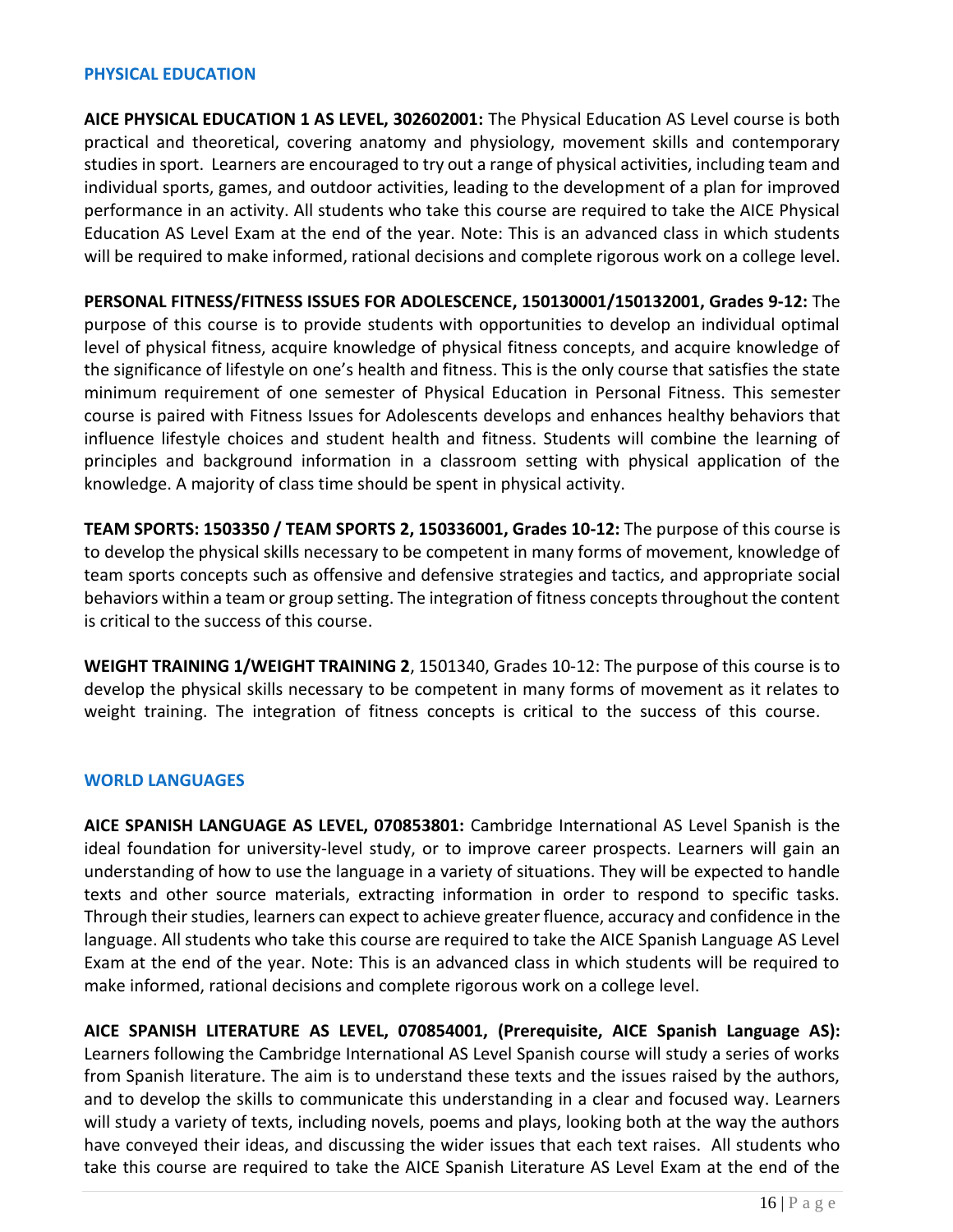## PHYSICAL EDUCATION

**AICE PHYSICAL EDUCATION 1 AS LEVEL, 302602001:** The Physical Education AS Level course is both practical and theoretical, covering anatomy and physiology, movement skills and contemporary studies in sport. Learners are encouraged to try out a range of physical activities, including team and individual sports, games, and outdoor activities, leading to the development of a plan for improved performance in an activity. All students who take this course are required to take the AICE Physical Education AS Level Exam at the end of the year. Note: This is an advanced class in which students will be required to make informed, rational decisions and complete rigorous work on a college level.

**PERSONAL FITNESS/FITNESS ISSUES FOR ADOLESCENCE, 150130001/150132001, Grades 9-12:** The purpose of this course is to provide students with opportunities to develop an individual optimal level of physical fitness, acquire knowledge of physical fitness concepts, and acquire knowledge of the significance of lifestyle on one's health and fitness. This is the only course that satisfies the state minimum requirement of one semester of Physical Education in Personal Fitness. This semester course is paired with Fitness Issues for Adolescents develops and enhances healthy behaviors that influence lifestyle choices and student health and fitness. Students will combine the learning of principles and background information in a classroom setting with physical application of the knowledge. A majority of class time should be spent in physical activity.

**TEAM SPORTS: 1503350 / TEAM SPORTS 2, 150336001, Grades 10-12:** The purpose of this course is to develop the physical skills necessary to be competent in many forms of movement, knowledge of team sports concepts such as offensive and defensive strategies and tactics, and appropriate social behaviors within a team or group setting. The integration of fitness concepts throughout the content is critical to the success of this course.

**WEIGHT TRAINING 1/WEIGHT TRAINING 2**, 1501340, Grades 10-12: The purpose of this course is to develop the physical skills necessary to be competent in many forms of movement as it relates to weight training. The integration of fitness concepts is critical to the success of this course.

## WORLD LANGUAGES

**AICE SPANISH LANGUAGE AS LEVEL, 070853801:** Cambridge International AS Level Spanish is the ideal foundation for university-level study, or to improve career prospects. Learners will gain an understanding of how to use the language in a variety of situations. They will be expected to handle texts and other source materials, extracting information in order to respond to specific tasks. Through their studies, learners can expect to achieve greater fluence, accuracy and confidence in the language. All students who take this course are required to take the AICE Spanish Language AS Level Exam at the end of the year. Note: This is an advanced class in which students will be required to make informed, rational decisions and complete rigorous work on a college level.

**AICE SPANISH LITERATURE AS LEVEL, 070854001, (Prerequisite, AICE Spanish Language AS):** Learners following the Cambridge International AS Level Spanish course will study a series of works from Spanish literature. The aim is to understand these texts and the issues raised by the authors, and to develop the skills to communicate this understanding in a clear and focused way. Learners will study a variety of texts, including novels, poems and plays, looking both at the way the authors have conveyed their ideas, and discussing the wider issues that each text raises. All students who take this course are required to take the AICE Spanish Literature AS Level Exam at the end of the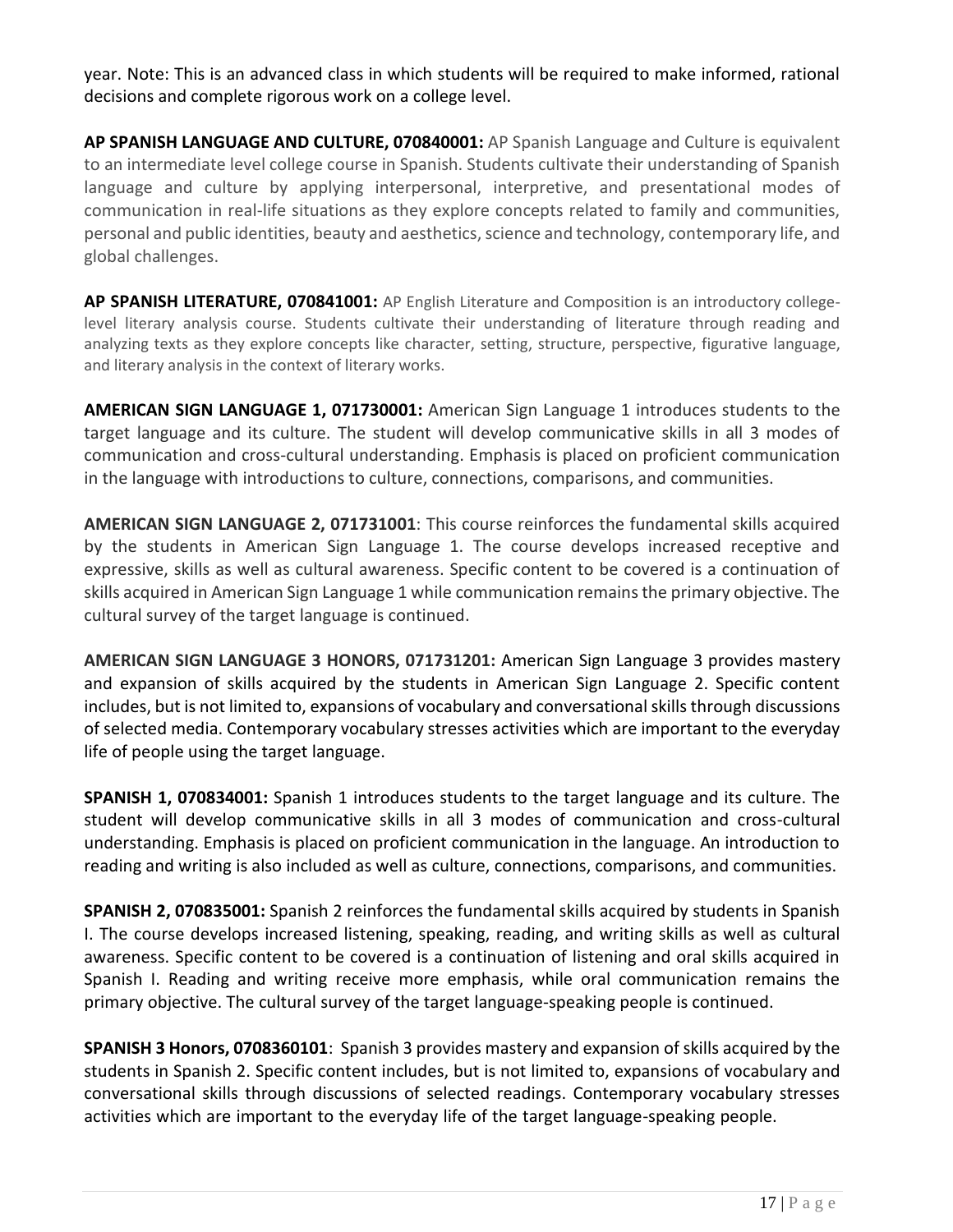year. Note: This is an advanced class in which students will be required to make informed, rational decisions and complete rigorous work on a college level.

**AP SPANISH LANGUAGE AND CULTURE, 070840001:** AP Spanish Language and Culture is equivalent to an intermediate level college course in Spanish. Students cultivate their understanding of Spanish language and culture by applying interpersonal, interpretive, and presentational modes of communication in real-life situations as they explore concepts related to family and communities, personal and public identities, beauty and aesthetics, science and technology, contemporary life, and global challenges.

**AP SPANISH LITERATURE, 070841001:** AP English Literature and Composition is an introductory college-level literary analysis course. Students cultivate their understanding of literature through reading and analyzing texts as they explore concepts like character, setting, structure, perspective, figurative language, and literary analysis in the context of literary works.

**AMERICAN SIGN LANGUAGE 1, 071730001:** American Sign Language 1 introduces students to the target language and its culture. The student will develop communicative skills in all 3 modes of communication and cross-cultural understanding. Emphasis is placed on proficient communication in the language with introductions to culture, connections, comparisons, and communities.

**AMERICAN SIGN LANGUAGE 2, 071731001**: This course reinforces the fundamental skills acquired by the students in American Sign Language 1. The course develops increased receptive and expressive, skills as well as cultural awareness. Specific content to be covered is a continuation of skills acquired in American Sign Language 1 while communication remains the primary objective. The cultural survey of the target language is continued.

**AMERICAN SIGN LANGUAGE 3 HONORS, 071731201:** American Sign Language 3 provides mastery and expansion of skills acquired by the students in American Sign Language 2. Specific content includes, but is not limited to, expansions of vocabulary and conversational skills through discussions of selected media. Contemporary vocabulary stresses activities which are important to the everyday life of people using the target language.

**SPANISH 1, 070834001:** Spanish 1 introduces students to the target language and its culture. The student will develop communicative skills in all 3 modes of communication and cross-cultural understanding. Emphasis is placed on proficient communication in the language. An introduction to reading and writing is also included as well as culture, connections, comparisons, and communities.

**SPANISH 2, 070835001:** Spanish 2 reinforces the fundamental skills acquired by students in Spanish I. The course develops increased listening, speaking, reading, and writing skills as well as cultural awareness. Specific content to be covered is a continuation of listening and oral skills acquired in Spanish I. Reading and writing receive more emphasis, while oral communication remains the primary objective. The cultural survey of the target language-speaking people is continued.

**SPANISH 3 Honors, 0708360101**: Spanish 3 provides mastery and expansion of skills acquired by the students in Spanish 2. Specific content includes, but is not limited to, expansions of vocabulary and conversational skills through discussions of selected readings. Contemporary vocabulary stresses activities which are important to the everyday life of the target language-speaking people.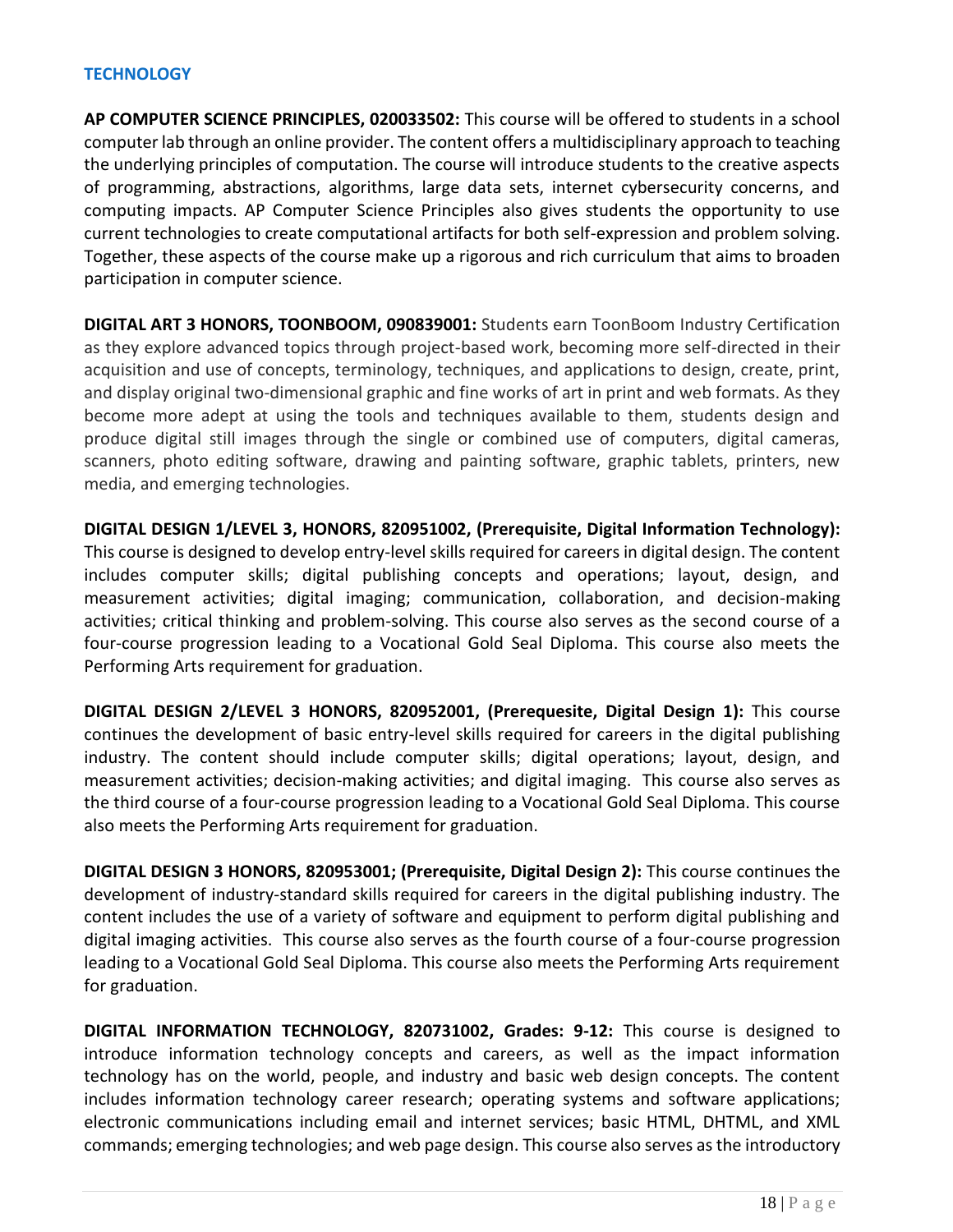## TECHNOLOGY

**AP COMPUTER SCIENCE PRINCIPLES, 020033502:** This course will be offered to students in a school computer lab through an online provider. The content offers a multidisciplinary approach to teaching the underlying principles of computation. The course will introduce students to the creative aspects of programming, abstractions, algorithms, large data sets, internet cybersecurity concerns, and computing impacts. AP Computer Science Principles also gives students the opportunity to use current technologies to create computational artifacts for both self-expression and problem solving. Together, these aspects of the course make up a rigorous and rich curriculum that aims to broaden participation in computer science.

**DIGITAL ART 3 HONORS, TOONBOOM, 090839001:** Students earn ToonBoom Industry Certification as they explore advanced topics through project-based work, becoming more self-directed in their acquisition and use of concepts, terminology, techniques, and applications to design, create, print, and display original two-dimensional graphic and fine works of art in print and web formats. As they become more adept at using the tools and techniques available to them, students design and produce digital still images through the single or combined use of computers, digital cameras, scanners, photo editing software, drawing and painting software, graphic tablets, printers, new media, and emerging technologies.

**DIGITAL DESIGN 1/LEVEL 3, HONORS, 820951002, (Prerequisite, Digital Information Technology):** This course is designed to develop entry-level skills required for careers in digital design. The content includes computer skills; digital publishing concepts and operations; layout, design, and measurement activities; digital imaging; communication, collaboration, and decision-making activities; critical thinking and problem-solving. This course also serves as the second course of a four-course progression leading to a Vocational Gold Seal Diploma. This course also meets the Performing Arts requirement for graduation.

**DIGITAL DESIGN 2/LEVEL 3 HONORS, 820952001, (Prerequesite, Digital Design 1):** This course continues the development of basic entry-level skills required for careers in the digital publishing industry. The content should include computer skills; digital operations; layout, design, and measurement activities; decision-making activities; and digital imaging. This course also serves as the third course of a four-course progression leading to a Vocational Gold Seal Diploma. This course also meets the Performing Arts requirement for graduation.

**DIGITAL DESIGN 3 HONORS, 820953001; (Prerequisite, Digital Design 2):** This course continues the development of industry-standard skills required for careers in the digital publishing industry. The content includes the use of a variety of software and equipment to perform digital publishing and digital imaging activities. This course also serves as the fourth course of a four-course progression leading to a Vocational Gold Seal Diploma. This course also meets the Performing Arts requirement for graduation.

**DIGITAL INFORMATION TECHNOLOGY, 820731002, Grades: 9-12:** This course is designed to introduce information technology concepts and careers, as well as the impact information technology has on the world, people, and industry and basic web design concepts. The content includes information technology career research; operating systems and software applications; electronic communications including email and internet services; basic HTML, DHTML, and XML commands; emerging technologies; and web page design. This course also serves as the introductory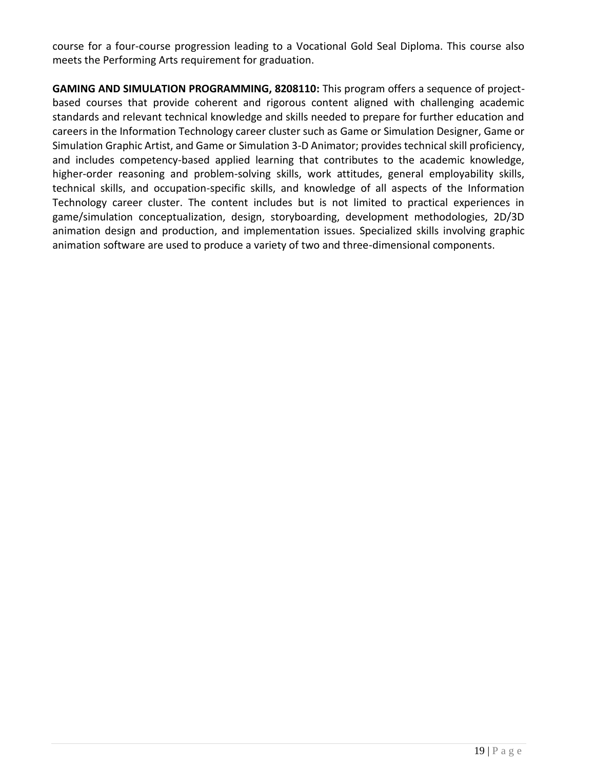course for a four-course progression leading to a Vocational Gold Seal Diploma. This course also meets the Performing Arts requirement for graduation.

**GAMING AND SIMULATION PROGRAMMING, 8208110:** This program offers a sequence of project-based courses that provide coherent and rigorous content aligned with challenging academic standards and relevant technical knowledge and skills needed to prepare for further education and careers in the Information Technology career cluster such as Game or Simulation Designer, Game or Simulation Graphic Artist, and Game or Simulation 3-D Animator; provides technical skill proficiency, and includes competency-based applied learning that contributes to the academic knowledge, higher-order reasoning and problem-solving skills, work attitudes, general employability skills, technical skills, and occupation-specific skills, and knowledge of all aspects of the Information Technology career cluster. The content includes but is not limited to practical experiences in game/simulation conceptualization, design, storyboarding, development methodologies, 2D/3D animation design and production, and implementation issues. Specialized skills involving graphic animation software are used to produce a variety of two and three-dimensional components.